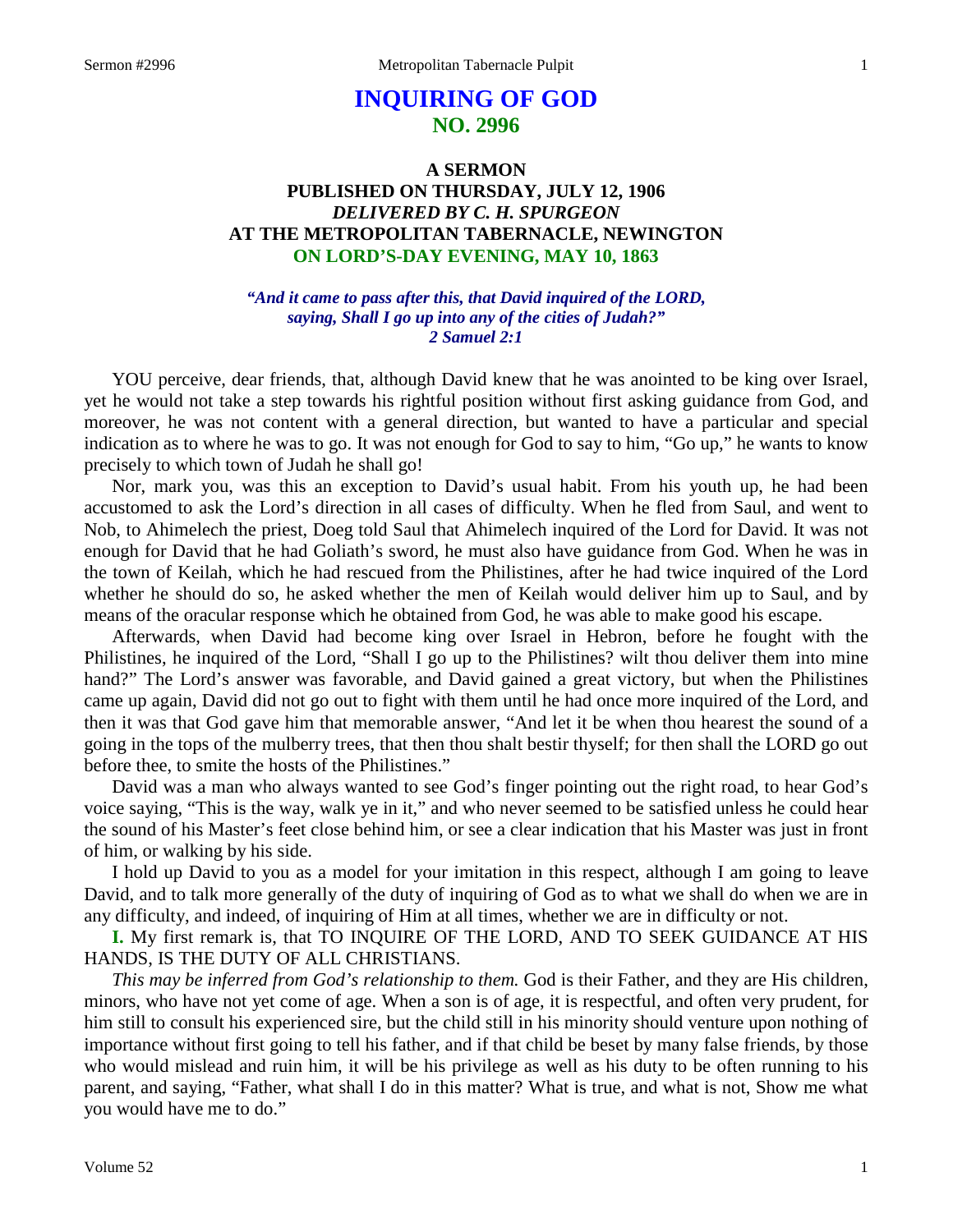# INQUIRING OF GOD
## NO. 2996

### A SERMON
### PUBLISHED ON THURSDAY, JULY 12, 1906
### *DELIVERED BY C. H. SPURGEON*
### AT THE METROPOLITAN TABERNACLE, NEWINGTON
### ON LORD'S-DAY EVENING, MAY 10, 1863

***"And it came to pass after this, that David inquired of the LORD, saying, Shall I go up into any of the cities of Judah?"***
***2 Samuel 2:1***

YOU perceive, dear friends, that, although David knew that he was anointed to be king over Israel, yet he would not take a step towards his rightful position without first asking guidance from God, and moreover, he was not content with a general direction, but wanted to have a particular and special indication as to where he was to go. It was not enough for God to say to him, "Go up," he wants to know precisely to which town of Judah he shall go!

Nor, mark you, was this an exception to David's usual habit. From his youth up, he had been accustomed to ask the Lord's direction in all cases of difficulty. When he fled from Saul, and went to Nob, to Ahimelech the priest, Doeg told Saul that Ahimelech inquired of the Lord for David. It was not enough for David that he had Goliath's sword, he must also have guidance from God. When he was in the town of Keilah, which he had rescued from the Philistines, after he had twice inquired of the Lord whether he should do so, he asked whether the men of Keilah would deliver him up to Saul, and by means of the oracular response which he obtained from God, he was able to make good his escape.

Afterwards, when David had become king over Israel in Hebron, before he fought with the Philistines, he inquired of the Lord, "Shall I go up to the Philistines? wilt thou deliver them into mine hand?" The Lord's answer was favorable, and David gained a great victory, but when the Philistines came up again, David did not go out to fight with them until he had once more inquired of the Lord, and then it was that God gave him that memorable answer, "And let it be when thou hearest the sound of a going in the tops of the mulberry trees, that then thou shalt bestir thyself; for then shall the LORD go out before thee, to smite the hosts of the Philistines."

David was a man who always wanted to see God's finger pointing out the right road, to hear God's voice saying, "This is the way, walk ye in it," and who never seemed to be satisfied unless he could hear the sound of his Master's feet close behind him, or see a clear indication that his Master was just in front of him, or walking by his side.

I hold up David to you as a model for your imitation in this respect, although I am going to leave David, and to talk more generally of the duty of inquiring of God as to what we shall do when we are in any difficulty, and indeed, of inquiring of Him at all times, whether we are in difficulty or not.

**I.** My first remark is, that TO INQUIRE OF THE LORD, AND TO SEEK GUIDANCE AT HIS HANDS, IS THE DUTY OF ALL CHRISTIANS.

*This may be inferred from God's relationship to them.* God is their Father, and they are His children, minors, who have not yet come of age. When a son is of age, it is respectful, and often very prudent, for him still to consult his experienced sire, but the child still in his minority should venture upon nothing of importance without first going to tell his father, and if that child be beset by many false friends, by those who would mislead and ruin him, it will be his privilege as well as his duty to be often running to his parent, and saying, "Father, what shall I do in this matter? What is true, and what is not, Show me what you would have me to do."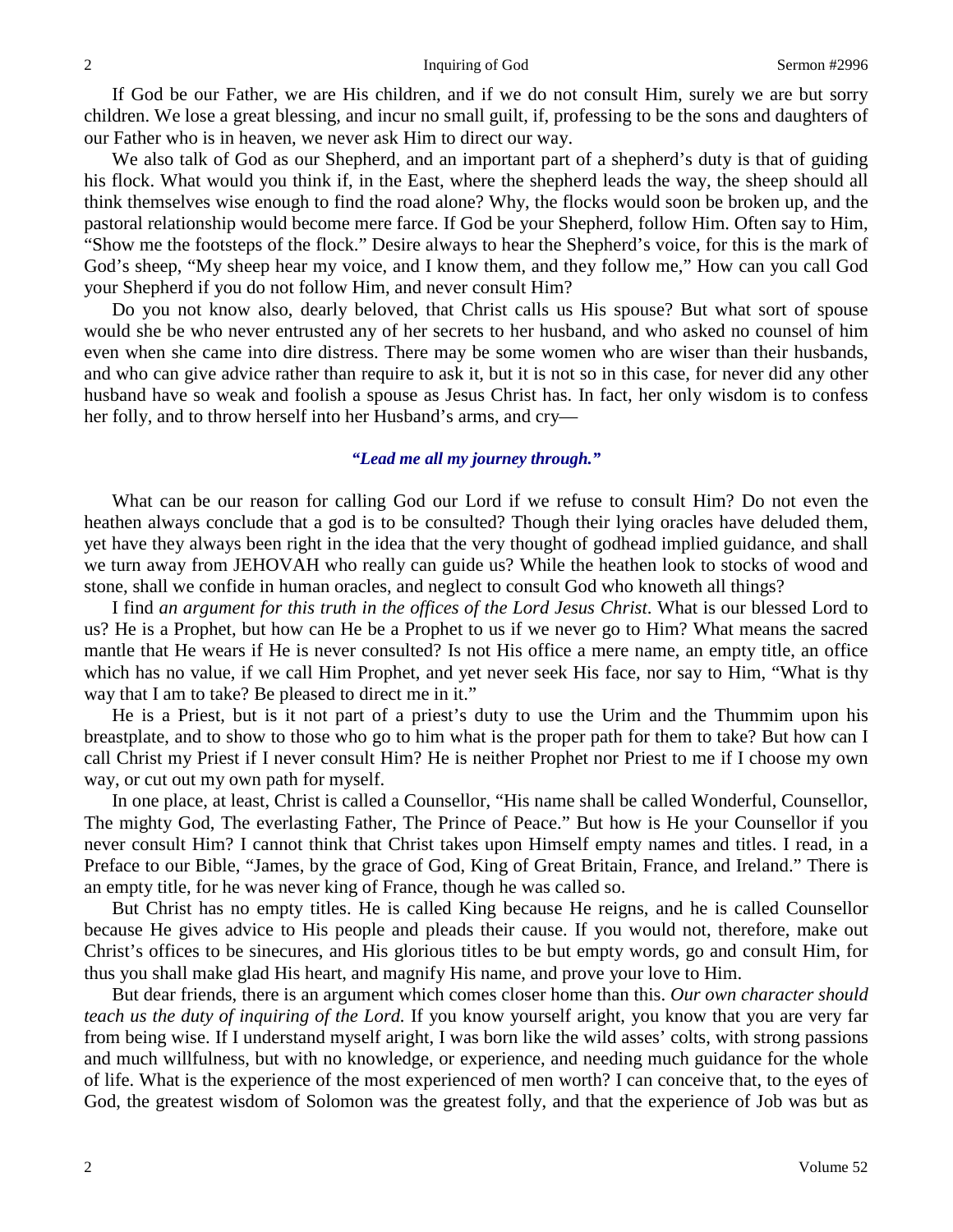If God be our Father, we are His children, and if we do not consult Him, surely we are but sorry children. We lose a great blessing, and incur no small guilt, if, professing to be the sons and daughters of our Father who is in heaven, we never ask Him to direct our way.

We also talk of God as our Shepherd, and an important part of a shepherd's duty is that of guiding his flock. What would you think if, in the East, where the shepherd leads the way, the sheep should all think themselves wise enough to find the road alone? Why, the flocks would soon be broken up, and the pastoral relationship would become mere farce. If God be your Shepherd, follow Him. Often say to Him, "Show me the footsteps of the flock." Desire always to hear the Shepherd's voice, for this is the mark of God's sheep, "My sheep hear my voice, and I know them, and they follow me," How can you call God your Shepherd if you do not follow Him, and never consult Him?

Do you not know also, dearly beloved, that Christ calls us His spouse? But what sort of spouse would she be who never entrusted any of her secrets to her husband, and who asked no counsel of him even when she came into dire distress. There may be some women who are wiser than their husbands, and who can give advice rather than require to ask it, but it is not so in this case, for never did any other husband have so weak and foolish a spouse as Jesus Christ has. In fact, her only wisdom is to confess her folly, and to throw herself into her Husband's arms, and cry—

*"Lead me all my journey through."*

What can be our reason for calling God our Lord if we refuse to consult Him? Do not even the heathen always conclude that a god is to be consulted? Though their lying oracles have deluded them, yet have they always been right in the idea that the very thought of godhead implied guidance, and shall we turn away from JEHOVAH who really can guide us? While the heathen look to stocks of wood and stone, shall we confide in human oracles, and neglect to consult God who knoweth all things?

I find *an argument for this truth in the offices of the Lord Jesus Christ*. What is our blessed Lord to us? He is a Prophet, but how can He be a Prophet to us if we never go to Him? What means the sacred mantle that He wears if He is never consulted? Is not His office a mere name, an empty title, an office which has no value, if we call Him Prophet, and yet never seek His face, nor say to Him, "What is thy way that I am to take? Be pleased to direct me in it."

He is a Priest, but is it not part of a priest's duty to use the Urim and the Thummim upon his breastplate, and to show to those who go to him what is the proper path for them to take? But how can I call Christ my Priest if I never consult Him? He is neither Prophet nor Priest to me if I choose my own way, or cut out my own path for myself.

In one place, at least, Christ is called a Counsellor, "His name shall be called Wonderful, Counsellor, The mighty God, The everlasting Father, The Prince of Peace." But how is He your Counsellor if you never consult Him? I cannot think that Christ takes upon Himself empty names and titles. I read, in a Preface to our Bible, "James, by the grace of God, King of Great Britain, France, and Ireland." There is an empty title, for he was never king of France, though he was called so.

But Christ has no empty titles. He is called King because He reigns, and he is called Counsellor because He gives advice to His people and pleads their cause. If you would not, therefore, make out Christ's offices to be sinecures, and His glorious titles to be but empty words, go and consult Him, for thus you shall make glad His heart, and magnify His name, and prove your love to Him.

But dear friends, there is an argument which comes closer home than this. *Our own character should teach us the duty of inquiring of the Lord.* If you know yourself aright, you know that you are very far from being wise. If I understand myself aright, I was born like the wild asses' colts, with strong passions and much willfulness, but with no knowledge, or experience, and needing much guidance for the whole of life. What is the experience of the most experienced of men worth? I can conceive that, to the eyes of God, the greatest wisdom of Solomon was the greatest folly, and that the experience of Job was but as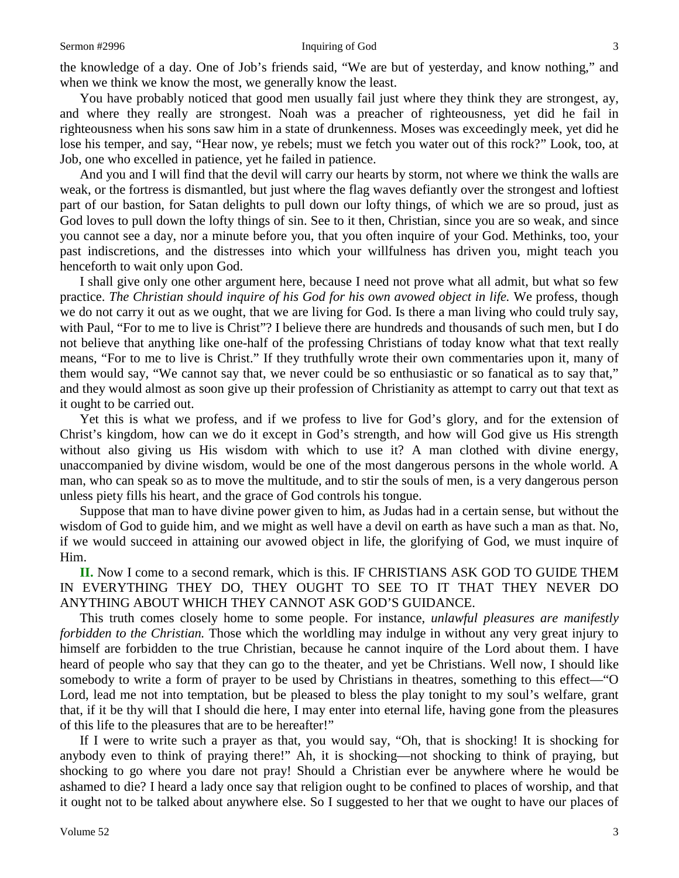the knowledge of a day. One of Job's friends said, "We are but of yesterday, and know nothing," and when we think we know the most, we generally know the least.

You have probably noticed that good men usually fail just where they think they are strongest, ay, and where they really are strongest. Noah was a preacher of righteousness, yet did he fail in righteousness when his sons saw him in a state of drunkenness. Moses was exceedingly meek, yet did he lose his temper, and say, "Hear now, ye rebels; must we fetch you water out of this rock?" Look, too, at Job, one who excelled in patience, yet he failed in patience.

And you and I will find that the devil will carry our hearts by storm, not where we think the walls are weak, or the fortress is dismantled, but just where the flag waves defiantly over the strongest and loftiest part of our bastion, for Satan delights to pull down our lofty things, of which we are so proud, just as God loves to pull down the lofty things of sin. See to it then, Christian, since you are so weak, and since you cannot see a day, nor a minute before you, that you often inquire of your God. Methinks, too, your past indiscretions, and the distresses into which your willfulness has driven you, might teach you henceforth to wait only upon God.

I shall give only one other argument here, because I need not prove what all admit, but what so few practice. *The Christian should inquire of his God for his own avowed object in life.* We profess, though we do not carry it out as we ought, that we are living for God. Is there a man living who could truly say, with Paul, "For to me to live is Christ"? I believe there are hundreds and thousands of such men, but I do not believe that anything like one-half of the professing Christians of today know what that text really means, "For to me to live is Christ." If they truthfully wrote their own commentaries upon it, many of them would say, "We cannot say that, we never could be so enthusiastic or so fanatical as to say that," and they would almost as soon give up their profession of Christianity as attempt to carry out that text as it ought to be carried out.

Yet this is what we profess, and if we profess to live for God's glory, and for the extension of Christ's kingdom, how can we do it except in God's strength, and how will God give us His strength without also giving us His wisdom with which to use it? A man clothed with divine energy, unaccompanied by divine wisdom, would be one of the most dangerous persons in the whole world. A man, who can speak so as to move the multitude, and to stir the souls of men, is a very dangerous person unless piety fills his heart, and the grace of God controls his tongue.

Suppose that man to have divine power given to him, as Judas had in a certain sense, but without the wisdom of God to guide him, and we might as well have a devil on earth as have such a man as that. No, if we would succeed in attaining our avowed object in life, the glorifying of God, we must inquire of Him.

**II.** Now I come to a second remark, which is this. IF CHRISTIANS ASK GOD TO GUIDE THEM IN EVERYTHING THEY DO, THEY OUGHT TO SEE TO IT THAT THEY NEVER DO ANYTHING ABOUT WHICH THEY CANNOT ASK GOD'S GUIDANCE.

This truth comes closely home to some people. For instance, *unlawful pleasures are manifestly forbidden to the Christian.* Those which the worldling may indulge in without any very great injury to himself are forbidden to the true Christian, because he cannot inquire of the Lord about them. I have heard of people who say that they can go to the theater, and yet be Christians. Well now, I should like somebody to write a form of prayer to be used by Christians in theatres, something to this effect—"O Lord, lead me not into temptation, but be pleased to bless the play tonight to my soul's welfare, grant that, if it be thy will that I should die here, I may enter into eternal life, having gone from the pleasures of this life to the pleasures that are to be hereafter!"

If I were to write such a prayer as that, you would say, "Oh, that is shocking! It is shocking for anybody even to think of praying there!" Ah, it is shocking—not shocking to think of praying, but shocking to go where you dare not pray! Should a Christian ever be anywhere where he would be ashamed to die? I heard a lady once say that religion ought to be confined to places of worship, and that it ought not to be talked about anywhere else. So I suggested to her that we ought to have our places of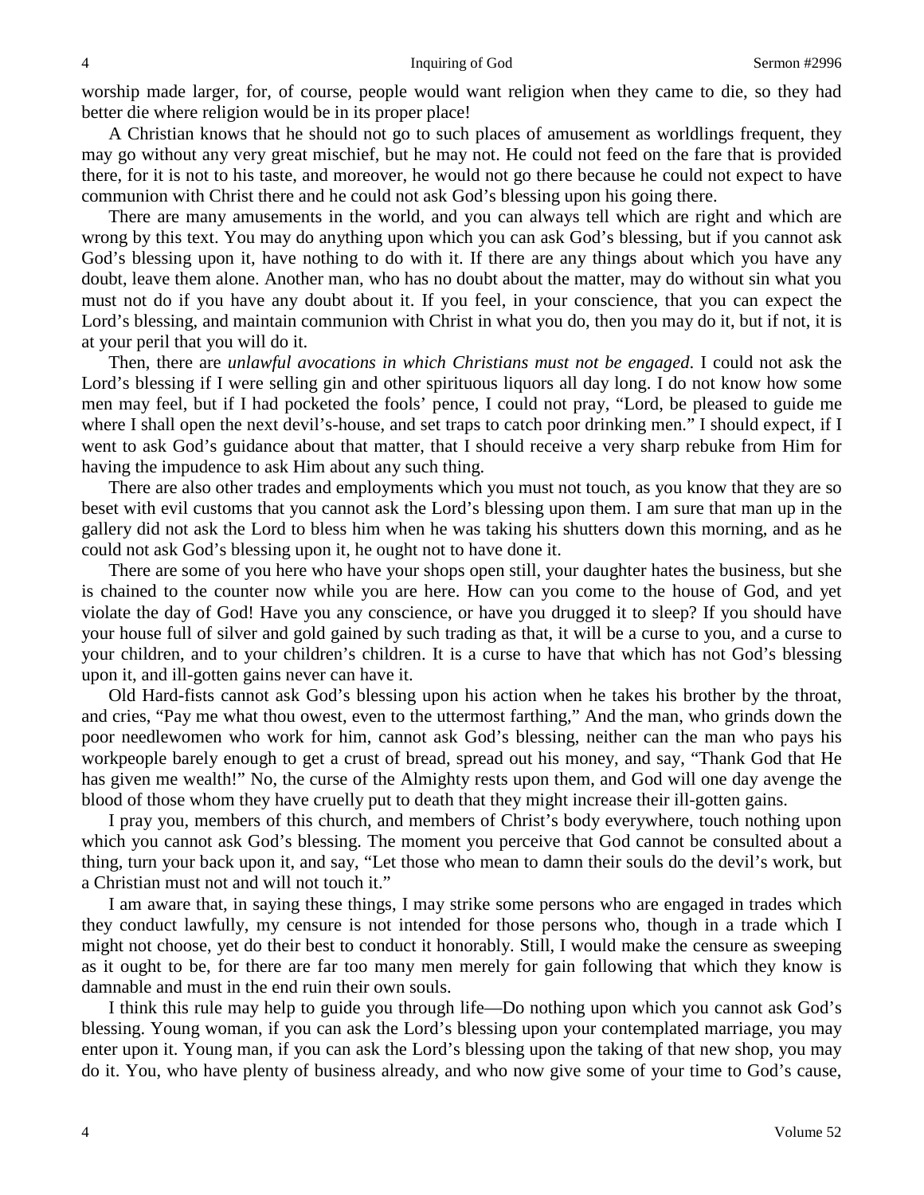worship made larger, for, of course, people would want religion when they came to die, so they had better die where religion would be in its proper place!

A Christian knows that he should not go to such places of amusement as worldlings frequent, they may go without any very great mischief, but he may not. He could not feed on the fare that is provided there, for it is not to his taste, and moreover, he would not go there because he could not expect to have communion with Christ there and he could not ask God's blessing upon his going there.

There are many amusements in the world, and you can always tell which are right and which are wrong by this text. You may do anything upon which you can ask God's blessing, but if you cannot ask God's blessing upon it, have nothing to do with it. If there are any things about which you have any doubt, leave them alone. Another man, who has no doubt about the matter, may do without sin what you must not do if you have any doubt about it. If you feel, in your conscience, that you can expect the Lord's blessing, and maintain communion with Christ in what you do, then you may do it, but if not, it is at your peril that you will do it.

Then, there are *unlawful avocations in which Christians must not be engaged*. I could not ask the Lord's blessing if I were selling gin and other spirituous liquors all day long. I do not know how some men may feel, but if I had pocketed the fools' pence, I could not pray, "Lord, be pleased to guide me where I shall open the next devil's-house, and set traps to catch poor drinking men." I should expect, if I went to ask God's guidance about that matter, that I should receive a very sharp rebuke from Him for having the impudence to ask Him about any such thing.

There are also other trades and employments which you must not touch, as you know that they are so beset with evil customs that you cannot ask the Lord's blessing upon them. I am sure that man up in the gallery did not ask the Lord to bless him when he was taking his shutters down this morning, and as he could not ask God's blessing upon it, he ought not to have done it.

There are some of you here who have your shops open still, your daughter hates the business, but she is chained to the counter now while you are here. How can you come to the house of God, and yet violate the day of God! Have you any conscience, or have you drugged it to sleep? If you should have your house full of silver and gold gained by such trading as that, it will be a curse to you, and a curse to your children, and to your children's children. It is a curse to have that which has not God's blessing upon it, and ill-gotten gains never can have it.

Old Hard-fists cannot ask God's blessing upon his action when he takes his brother by the throat, and cries, "Pay me what thou owest, even to the uttermost farthing," And the man, who grinds down the poor needlewomen who work for him, cannot ask God's blessing, neither can the man who pays his workpeople barely enough to get a crust of bread, spread out his money, and say, "Thank God that He has given me wealth!" No, the curse of the Almighty rests upon them, and God will one day avenge the blood of those whom they have cruelly put to death that they might increase their ill-gotten gains.

I pray you, members of this church, and members of Christ's body everywhere, touch nothing upon which you cannot ask God's blessing. The moment you perceive that God cannot be consulted about a thing, turn your back upon it, and say, "Let those who mean to damn their souls do the devil's work, but a Christian must not and will not touch it."

I am aware that, in saying these things, I may strike some persons who are engaged in trades which they conduct lawfully, my censure is not intended for those persons who, though in a trade which I might not choose, yet do their best to conduct it honorably. Still, I would make the censure as sweeping as it ought to be, for there are far too many men merely for gain following that which they know is damnable and must in the end ruin their own souls.

I think this rule may help to guide you through life—Do nothing upon which you cannot ask God's blessing. Young woman, if you can ask the Lord's blessing upon your contemplated marriage, you may enter upon it. Young man, if you can ask the Lord's blessing upon the taking of that new shop, you may do it. You, who have plenty of business already, and who now give some of your time to God's cause,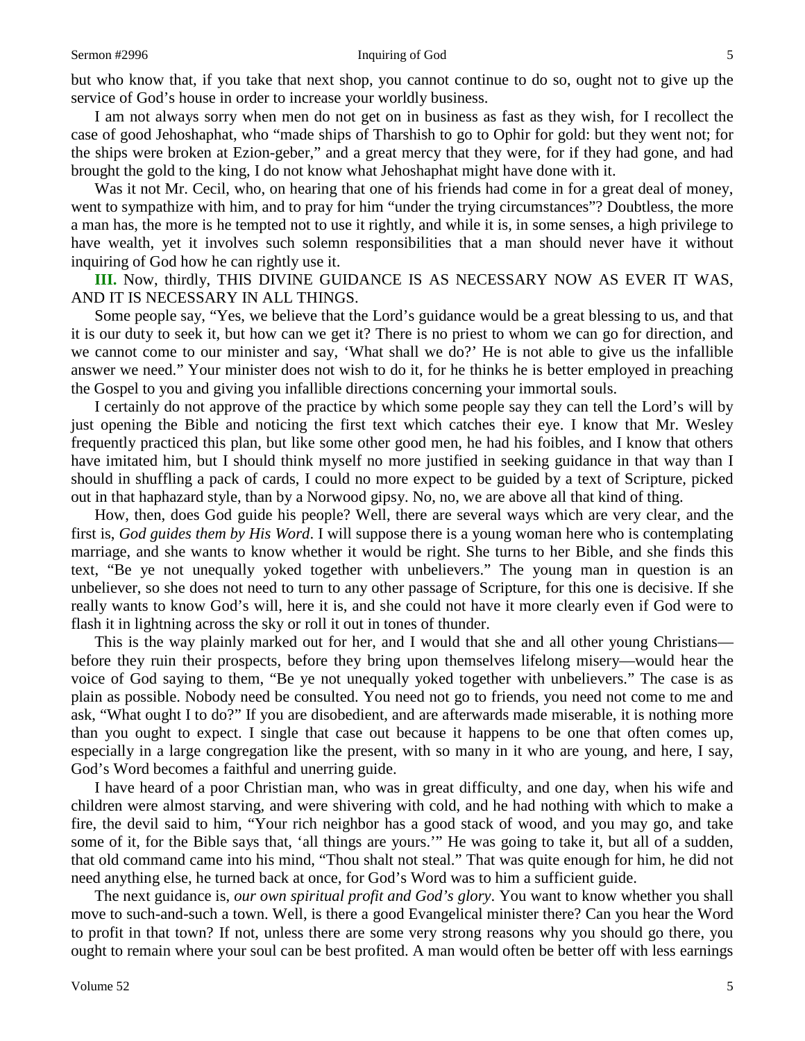but who know that, if you take that next shop, you cannot continue to do so, ought not to give up the service of God's house in order to increase your worldly business.

I am not always sorry when men do not get on in business as fast as they wish, for I recollect the case of good Jehoshaphat, who "made ships of Tharshish to go to Ophir for gold: but they went not; for the ships were broken at Ezion-geber," and a great mercy that they were, for if they had gone, and had brought the gold to the king, I do not know what Jehoshaphat might have done with it.

Was it not Mr. Cecil, who, on hearing that one of his friends had come in for a great deal of money, went to sympathize with him, and to pray for him "under the trying circumstances"? Doubtless, the more a man has, the more is he tempted not to use it rightly, and while it is, in some senses, a high privilege to have wealth, yet it involves such solemn responsibilities that a man should never have it without inquiring of God how he can rightly use it.

**III.** Now, thirdly, THIS DIVINE GUIDANCE IS AS NECESSARY NOW AS EVER IT WAS, AND IT IS NECESSARY IN ALL THINGS.

Some people say, "Yes, we believe that the Lord's guidance would be a great blessing to us, and that it is our duty to seek it, but how can we get it? There is no priest to whom we can go for direction, and we cannot come to our minister and say, 'What shall we do?' He is not able to give us the infallible answer we need." Your minister does not wish to do it, for he thinks he is better employed in preaching the Gospel to you and giving you infallible directions concerning your immortal souls.

I certainly do not approve of the practice by which some people say they can tell the Lord's will by just opening the Bible and noticing the first text which catches their eye. I know that Mr. Wesley frequently practiced this plan, but like some other good men, he had his foibles, and I know that others have imitated him, but I should think myself no more justified in seeking guidance in that way than I should in shuffling a pack of cards, I could no more expect to be guided by a text of Scripture, picked out in that haphazard style, than by a Norwood gipsy. No, no, we are above all that kind of thing.

How, then, does God guide his people? Well, there are several ways which are very clear, and the first is, *God guides them by His Word*. I will suppose there is a young woman here who is contemplating marriage, and she wants to know whether it would be right. She turns to her Bible, and she finds this text, "Be ye not unequally yoked together with unbelievers." The young man in question is an unbeliever, so she does not need to turn to any other passage of Scripture, for this one is decisive. If she really wants to know God's will, here it is, and she could not have it more clearly even if God were to flash it in lightning across the sky or roll it out in tones of thunder.

This is the way plainly marked out for her, and I would that she and all other young Christians—before they ruin their prospects, before they bring upon themselves lifelong misery—would hear the voice of God saying to them, "Be ye not unequally yoked together with unbelievers." The case is as plain as possible. Nobody need be consulted. You need not go to friends, you need not come to me and ask, "What ought I to do?" If you are disobedient, and are afterwards made miserable, it is nothing more than you ought to expect. I single that case out because it happens to be one that often comes up, especially in a large congregation like the present, with so many in it who are young, and here, I say, God's Word becomes a faithful and unerring guide.

I have heard of a poor Christian man, who was in great difficulty, and one day, when his wife and children were almost starving, and were shivering with cold, and he had nothing with which to make a fire, the devil said to him, "Your rich neighbor has a good stack of wood, and you may go, and take some of it, for the Bible says that, 'all things are yours.'" He was going to take it, but all of a sudden, that old command came into his mind, "Thou shalt not steal." That was quite enough for him, he did not need anything else, he turned back at once, for God's Word was to him a sufficient guide.

The next guidance is, *our own spiritual profit and God's glory*. You want to know whether you shall move to such-and-such a town. Well, is there a good Evangelical minister there? Can you hear the Word to profit in that town? If not, unless there are some very strong reasons why you should go there, you ought to remain where your soul can be best profited. A man would often be better off with less earnings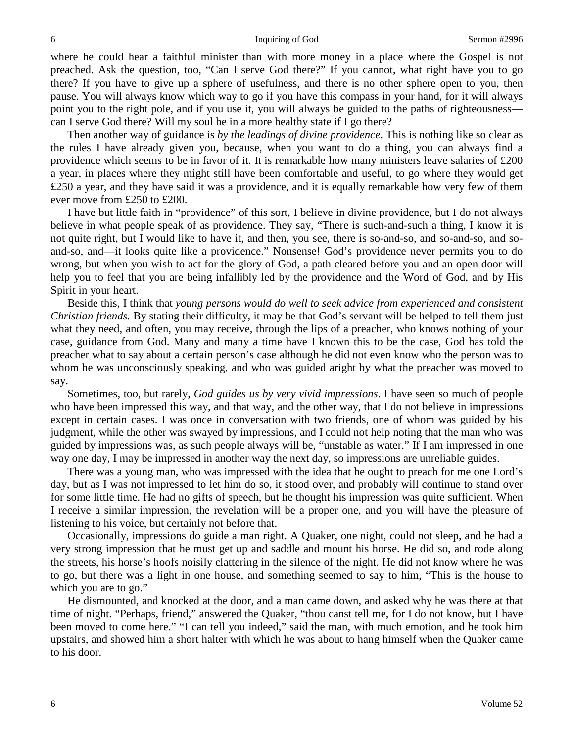where he could hear a faithful minister than with more money in a place where the Gospel is not preached. Ask the question, too, "Can I serve God there?" If you cannot, what right have you to go there? If you have to give up a sphere of usefulness, and there is no other sphere open to you, then pause. You will always know which way to go if you have this compass in your hand, for it will always point you to the right pole, and if you use it, you will always be guided to the paths of righteousness—can I serve God there? Will my soul be in a more healthy state if I go there?

Then another way of guidance is *by the leadings of divine providence*. This is nothing like so clear as the rules I have already given you, because, when you want to do a thing, you can always find a providence which seems to be in favor of it. It is remarkable how many ministers leave salaries of £200 a year, in places where they might still have been comfortable and useful, to go where they would get £250 a year, and they have said it was a providence, and it is equally remarkable how very few of them ever move from £250 to £200.

I have but little faith in "providence" of this sort, I believe in divine providence, but I do not always believe in what people speak of as providence. They say, "There is such-and-such a thing, I know it is not quite right, but I would like to have it, and then, you see, there is so-and-so, and so-and-so, and so-and-so, and—it looks quite like a providence." Nonsense! God's providence never permits you to do wrong, but when you wish to act for the glory of God, a path cleared before you and an open door will help you to feel that you are being infallibly led by the providence and the Word of God, and by His Spirit in your heart.

Beside this, I think that *young persons would do well to seek advice from experienced and consistent Christian friends.* By stating their difficulty, it may be that God's servant will be helped to tell them just what they need, and often, you may receive, through the lips of a preacher, who knows nothing of your case, guidance from God. Many and many a time have I known this to be the case, God has told the preacher what to say about a certain person's case although he did not even know who the person was to whom he was unconsciously speaking, and who was guided aright by what the preacher was moved to say.

Sometimes, too, but rarely, *God guides us by very vivid impressions*. I have seen so much of people who have been impressed this way, and that way, and the other way, that I do not believe in impressions except in certain cases. I was once in conversation with two friends, one of whom was guided by his judgment, while the other was swayed by impressions, and I could not help noting that the man who was guided by impressions was, as such people always will be, "unstable as water." If I am impressed in one way one day, I may be impressed in another way the next day, so impressions are unreliable guides.

There was a young man, who was impressed with the idea that he ought to preach for me one Lord's day, but as I was not impressed to let him do so, it stood over, and probably will continue to stand over for some little time. He had no gifts of speech, but he thought his impression was quite sufficient. When I receive a similar impression, the revelation will be a proper one, and you will have the pleasure of listening to his voice, but certainly not before that.

Occasionally, impressions do guide a man right. A Quaker, one night, could not sleep, and he had a very strong impression that he must get up and saddle and mount his horse. He did so, and rode along the streets, his horse's hoofs noisily clattering in the silence of the night. He did not know where he was to go, but there was a light in one house, and something seemed to say to him, "This is the house to which you are to go."

He dismounted, and knocked at the door, and a man came down, and asked why he was there at that time of night. "Perhaps, friend," answered the Quaker, "thou canst tell me, for I do not know, but I have been moved to come here." "I can tell you indeed," said the man, with much emotion, and he took him upstairs, and showed him a short halter with which he was about to hang himself when the Quaker came to his door.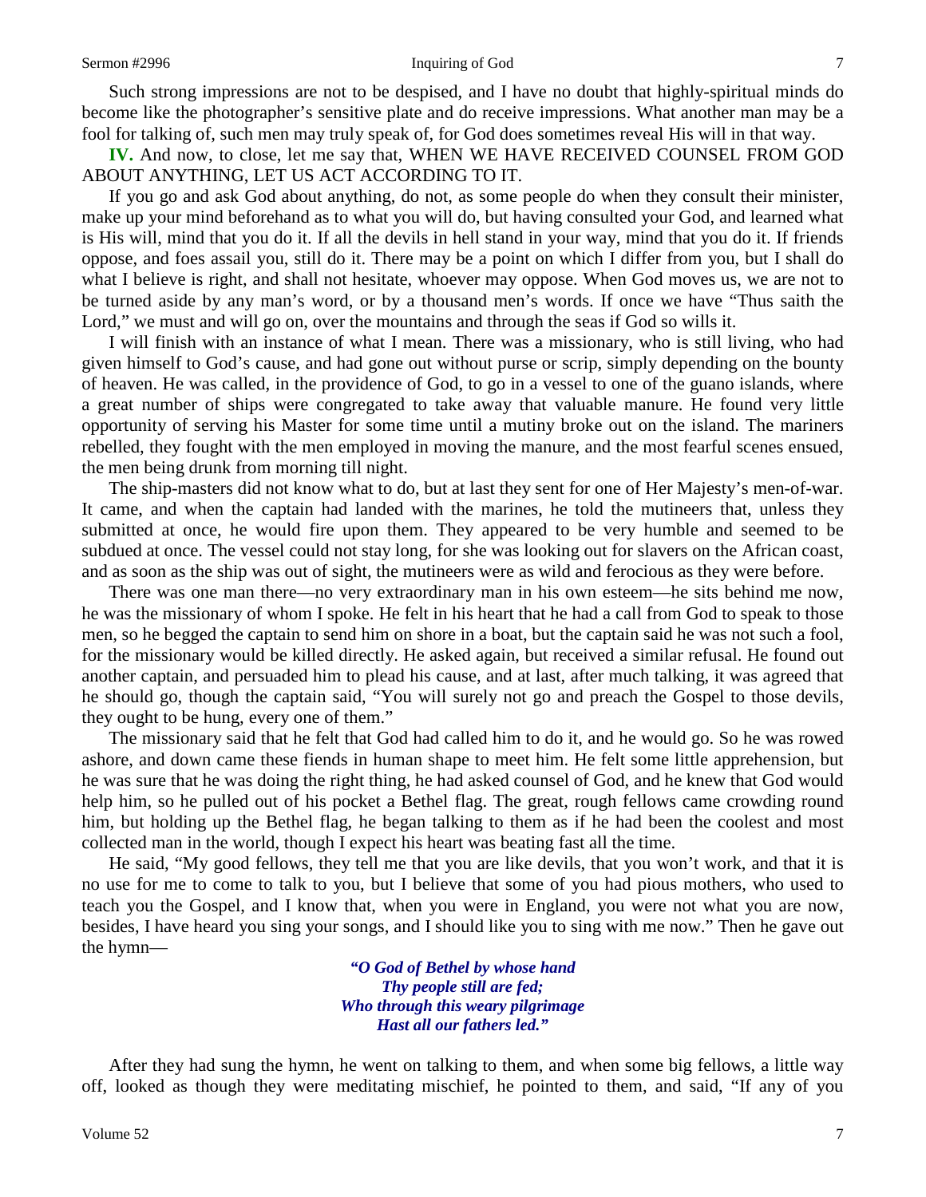Such strong impressions are not to be despised, and I have no doubt that highly-spiritual minds do become like the photographer's sensitive plate and do receive impressions. What another man may be a fool for talking of, such men may truly speak of, for God does sometimes reveal His will in that way.

**IV.** And now, to close, let me say that, WHEN WE HAVE RECEIVED COUNSEL FROM GOD ABOUT ANYTHING, LET US ACT ACCORDING TO IT.

If you go and ask God about anything, do not, as some people do when they consult their minister, make up your mind beforehand as to what you will do, but having consulted your God, and learned what is His will, mind that you do it. If all the devils in hell stand in your way, mind that you do it. If friends oppose, and foes assail you, still do it. There may be a point on which I differ from you, but I shall do what I believe is right, and shall not hesitate, whoever may oppose. When God moves us, we are not to be turned aside by any man's word, or by a thousand men's words. If once we have "Thus saith the Lord," we must and will go on, over the mountains and through the seas if God so wills it.

I will finish with an instance of what I mean. There was a missionary, who is still living, who had given himself to God's cause, and had gone out without purse or scrip, simply depending on the bounty of heaven. He was called, in the providence of God, to go in a vessel to one of the guano islands, where a great number of ships were congregated to take away that valuable manure. He found very little opportunity of serving his Master for some time until a mutiny broke out on the island. The mariners rebelled, they fought with the men employed in moving the manure, and the most fearful scenes ensued, the men being drunk from morning till night.

The ship-masters did not know what to do, but at last they sent for one of Her Majesty's men-of-war. It came, and when the captain had landed with the marines, he told the mutineers that, unless they submitted at once, he would fire upon them. They appeared to be very humble and seemed to be subdued at once. The vessel could not stay long, for she was looking out for slavers on the African coast, and as soon as the ship was out of sight, the mutineers were as wild and ferocious as they were before.

There was one man there—no very extraordinary man in his own esteem—he sits behind me now, he was the missionary of whom I spoke. He felt in his heart that he had a call from God to speak to those men, so he begged the captain to send him on shore in a boat, but the captain said he was not such a fool, for the missionary would be killed directly. He asked again, but received a similar refusal. He found out another captain, and persuaded him to plead his cause, and at last, after much talking, it was agreed that he should go, though the captain said, "You will surely not go and preach the Gospel to those devils, they ought to be hung, every one of them."

The missionary said that he felt that God had called him to do it, and he would go. So he was rowed ashore, and down came these fiends in human shape to meet him. He felt some little apprehension, but he was sure that he was doing the right thing, he had asked counsel of God, and he knew that God would help him, so he pulled out of his pocket a Bethel flag. The great, rough fellows came crowding round him, but holding up the Bethel flag, he began talking to them as if he had been the coolest and most collected man in the world, though I expect his heart was beating fast all the time.

He said, "My good fellows, they tell me that you are like devils, that you won't work, and that it is no use for me to come to talk to you, but I believe that some of you had pious mothers, who used to teach you the Gospel, and I know that, when you were in England, you were not what you are now, besides, I have heard you sing your songs, and I should like you to sing with me now." Then he gave out the hymn—

> ***"O God of Bethel by whose hand***
> ***Thy people still are fed;***
> ***Who through this weary pilgrimage***
> ***Hast all our fathers led."***

After they had sung the hymn, he went on talking to them, and when some big fellows, a little way off, looked as though they were meditating mischief, he pointed to them, and said, "If any of you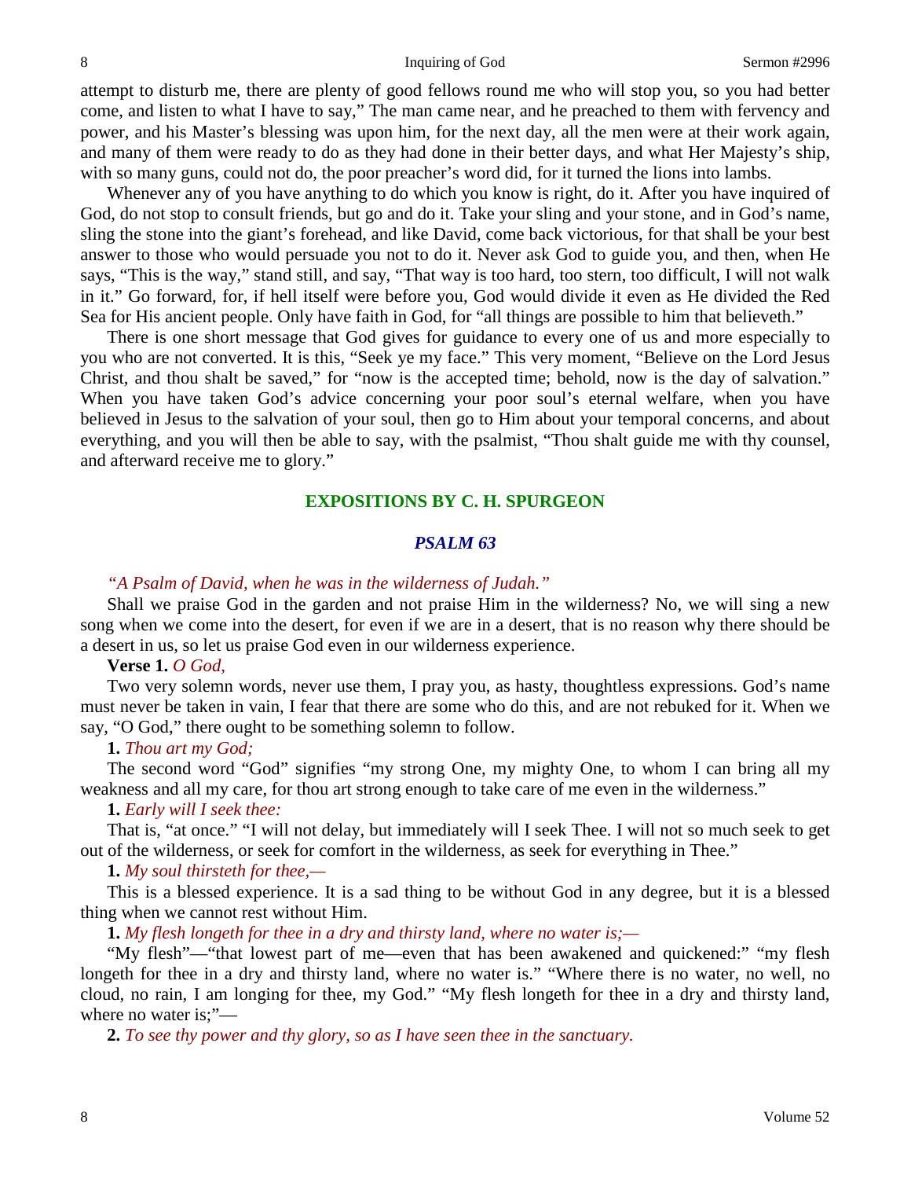attempt to disturb me, there are plenty of good fellows round me who will stop you, so you had better come, and listen to what I have to say," The man came near, and he preached to them with fervency and power, and his Master's blessing was upon him, for the next day, all the men were at their work again, and many of them were ready to do as they had done in their better days, and what Her Majesty's ship, with so many guns, could not do, the poor preacher's word did, for it turned the lions into lambs.

Whenever any of you have anything to do which you know is right, do it. After you have inquired of God, do not stop to consult friends, but go and do it. Take your sling and your stone, and in God's name, sling the stone into the giant's forehead, and like David, come back victorious, for that shall be your best answer to those who would persuade you not to do it. Never ask God to guide you, and then, when He says, "This is the way," stand still, and say, "That way is too hard, too stern, too difficult, I will not walk in it." Go forward, for, if hell itself were before you, God would divide it even as He divided the Red Sea for His ancient people. Only have faith in God, for "all things are possible to him that believeth."

There is one short message that God gives for guidance to every one of us and more especially to you who are not converted. It is this, "Seek ye my face." This very moment, "Believe on the Lord Jesus Christ, and thou shalt be saved," for "now is the accepted time; behold, now is the day of salvation." When you have taken God's advice concerning your poor soul's eternal welfare, when you have believed in Jesus to the salvation of your soul, then go to Him about your temporal concerns, and about everything, and you will then be able to say, with the psalmist, "Thou shalt guide me with thy counsel, and afterward receive me to glory."

## EXPOSITIONS BY C. H. SPURGEON

### *PSALM 63*

*"A Psalm of David, when he was in the wilderness of Judah."*

Shall we praise God in the garden and not praise Him in the wilderness? No, we will sing a new song when we come into the desert, for even if we are in a desert, that is no reason why there should be a desert in us, so let us praise God even in our wilderness experience.

**Verse 1.** *O God,*

Two very solemn words, never use them, I pray you, as hasty, thoughtless expressions. God's name must never be taken in vain, I fear that there are some who do this, and are not rebuked for it. When we say, "O God," there ought to be something solemn to follow.

**1.** *Thou art my God;*

The second word "God" signifies "my strong One, my mighty One, to whom I can bring all my weakness and all my care, for thou art strong enough to take care of me even in the wilderness."

**1.** *Early will I seek thee:*

That is, "at once." "I will not delay, but immediately will I seek Thee. I will not so much seek to get out of the wilderness, or seek for comfort in the wilderness, as seek for everything in Thee."

**1.** *My soul thirsteth for thee,—*

This is a blessed experience. It is a sad thing to be without God in any degree, but it is a blessed thing when we cannot rest without Him.

**1.** *My flesh longeth for thee in a dry and thirsty land, where no water is;—*

"My flesh"—"that lowest part of me—even that has been awakened and quickened:" "my flesh longeth for thee in a dry and thirsty land, where no water is." "Where there is no water, no well, no cloud, no rain, I am longing for thee, my God." "My flesh longeth for thee in a dry and thirsty land, where no water is;"—

**2.** *To see thy power and thy glory, so as I have seen thee in the sanctuary.*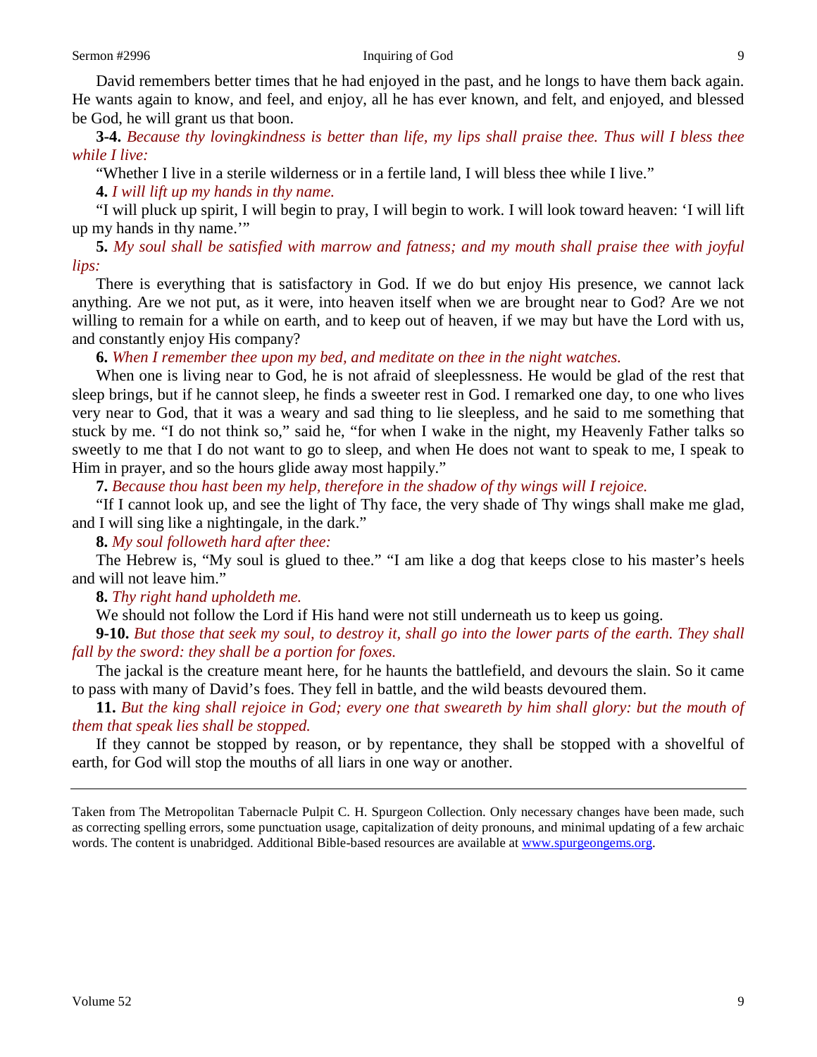David remembers better times that he had enjoyed in the past, and he longs to have them back again. He wants again to know, and feel, and enjoy, all he has ever known, and felt, and enjoyed, and blessed be God, he will grant us that boon.

**3-4.** *Because thy lovingkindness is better than life, my lips shall praise thee. Thus will I bless thee while I live:*

"Whether I live in a sterile wilderness or in a fertile land, I will bless thee while I live."

**4.** *I will lift up my hands in thy name.*

"I will pluck up spirit, I will begin to pray, I will begin to work. I will look toward heaven: 'I will lift up my hands in thy name.'"

**5.** *My soul shall be satisfied with marrow and fatness; and my mouth shall praise thee with joyful lips:*

There is everything that is satisfactory in God. If we do but enjoy His presence, we cannot lack anything. Are we not put, as it were, into heaven itself when we are brought near to God? Are we not willing to remain for a while on earth, and to keep out of heaven, if we may but have the Lord with us, and constantly enjoy His company?

**6.** *When I remember thee upon my bed, and meditate on thee in the night watches.*

When one is living near to God, he is not afraid of sleeplessness. He would be glad of the rest that sleep brings, but if he cannot sleep, he finds a sweeter rest in God. I remarked one day, to one who lives very near to God, that it was a weary and sad thing to lie sleepless, and he said to me something that stuck by me. "I do not think so," said he, "for when I wake in the night, my Heavenly Father talks so sweetly to me that I do not want to go to sleep, and when He does not want to speak to me, I speak to Him in prayer, and so the hours glide away most happily."

**7.** *Because thou hast been my help, therefore in the shadow of thy wings will I rejoice.*

"If I cannot look up, and see the light of Thy face, the very shade of Thy wings shall make me glad, and I will sing like a nightingale, in the dark."

**8.** *My soul followeth hard after thee:*

The Hebrew is, "My soul is glued to thee." "I am like a dog that keeps close to his master's heels and will not leave him."

**8.** *Thy right hand upholdeth me.*

We should not follow the Lord if His hand were not still underneath us to keep us going.

**9-10.** *But those that seek my soul, to destroy it, shall go into the lower parts of the earth. They shall fall by the sword: they shall be a portion for foxes.*

The jackal is the creature meant here, for he haunts the battlefield, and devours the slain. So it came to pass with many of David's foes. They fell in battle, and the wild beasts devoured them.

**11.** *But the king shall rejoice in God; every one that sweareth by him shall glory: but the mouth of them that speak lies shall be stopped.*

If they cannot be stopped by reason, or by repentance, they shall be stopped with a shovelful of earth, for God will stop the mouths of all liars in one way or another.

---

Taken from The Metropolitan Tabernacle Pulpit C. H. Spurgeon Collection. Only necessary changes have been made, such as correcting spelling errors, some punctuation usage, capitalization of deity pronouns, and minimal updating of a few archaic words. The content is unabridged. Additional Bible-based resources are available at www.spurgeongems.org.